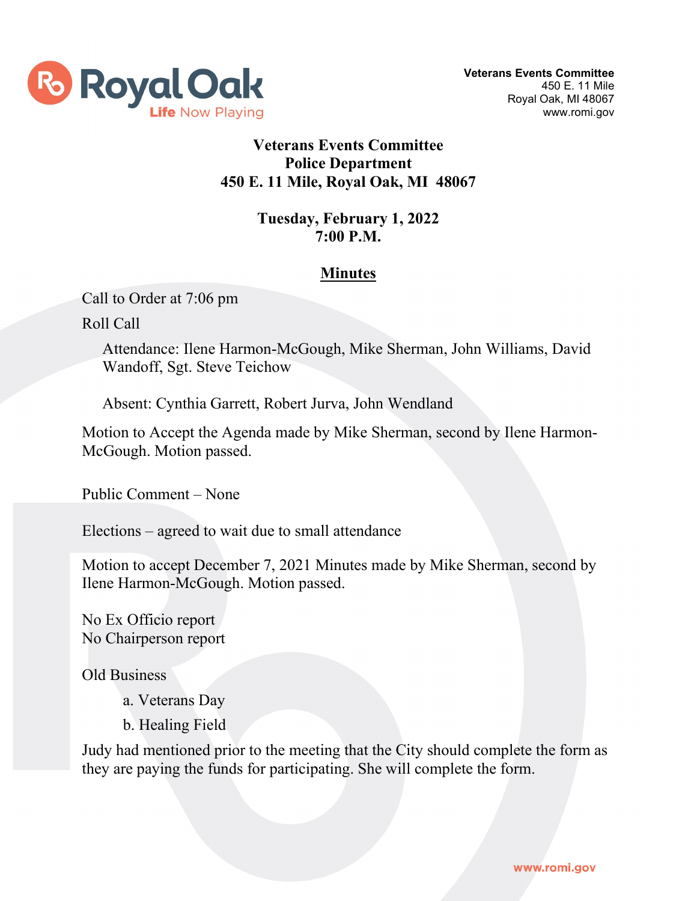Veterans Events Committee
450 E. 11 Mile
Royal Oak, MI 48067
www.romi.gov

# Veterans Events Committee
# Police Department
# 450 E. 11 Mile, Royal Oak, MI 48067

**Tuesday, February 1, 2022**
**7:00 P.M.**

## Minutes

Call to Order at 7:06 pm

Roll Call

Attendance: Ilene Harmon-McGough, Mike Sherman, John Williams, David Wandoff, Sgt. Steve Teichow

Absent: Cynthia Garrett, Robert Jurva, John Wendland

Motion to Accept the Agenda made by Mike Sherman, second by Ilene Harmon-McGough. Motion passed.

Public Comment – None

Elections – agreed to wait due to small attendance

Motion to accept December 7, 2021 Minutes made by Mike Sherman, second by Ilene Harmon-McGough. Motion passed.

No Ex Officio report
No Chairperson report

Old Business

a. Veterans Day
b. Healing Field

Judy had mentioned prior to the meeting that the City should complete the form as they are paying the funds for participating. She will complete the form.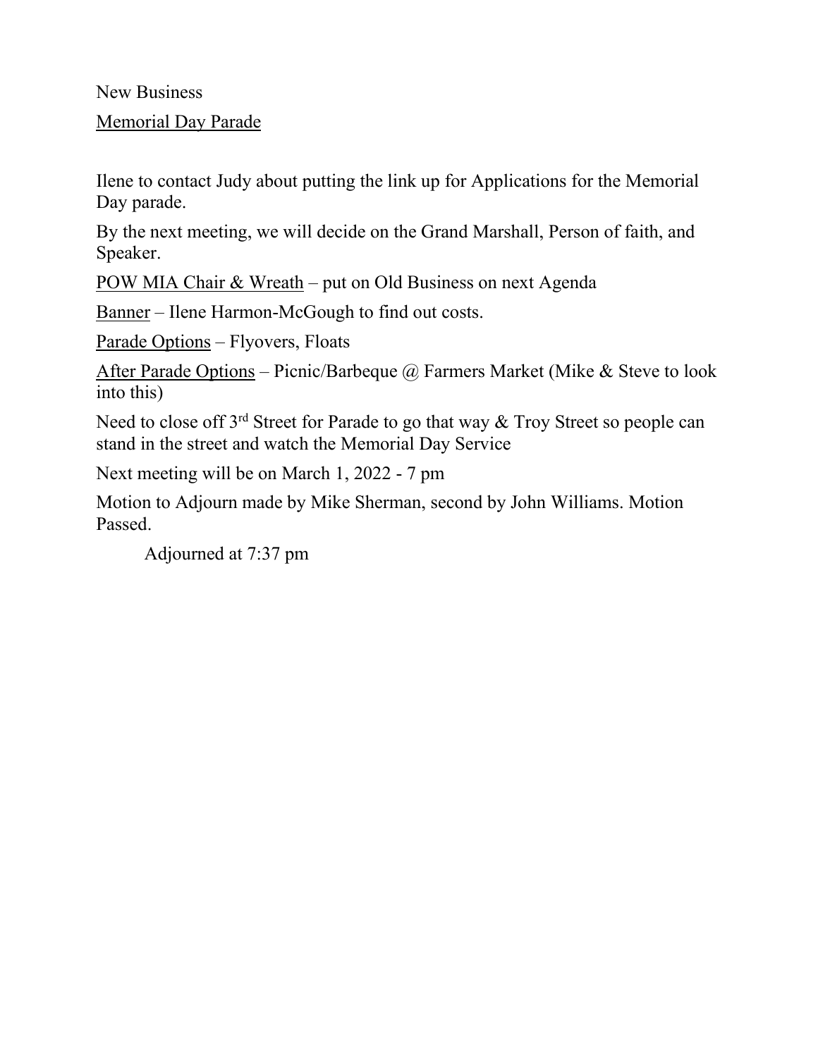New Business

Memorial Day Parade

Ilene to contact Judy about putting the link up for Applications for the Memorial Day parade.

By the next meeting, we will decide on the Grand Marshall, Person of faith, and Speaker.

POW MIA Chair & Wreath – put on Old Business on next Agenda

Banner – Ilene Harmon-McGough to find out costs.

Parade Options – Flyovers, Floats

After Parade Options – Picnic/Barbeque @ Farmers Market (Mike & Steve to look into this)

Need to close off 3rd Street for Parade to go that way & Troy Street so people can stand in the street and watch the Memorial Day Service

Next meeting will be on March 1, 2022 - 7 pm

Motion to Adjourn made by Mike Sherman, second by John Williams. Motion Passed.

Adjourned at 7:37 pm